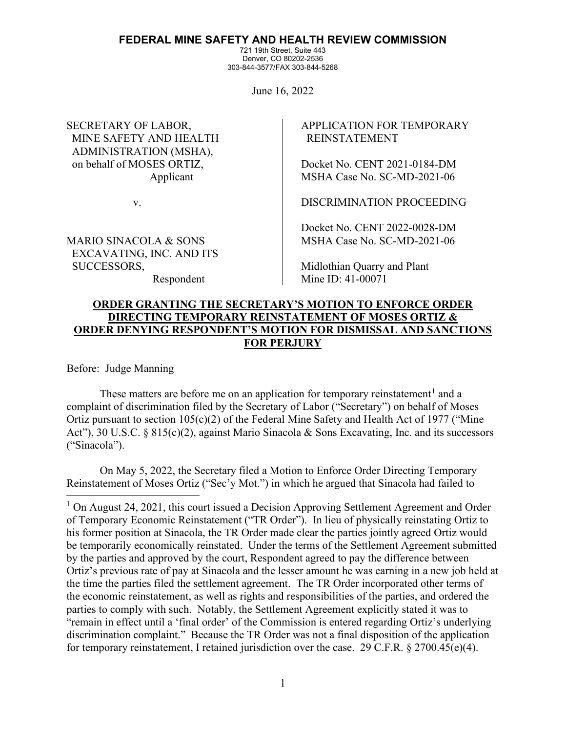**FEDERAL MINE SAFETY AND HEALTH REVIEW COMMISSION**
721 19th Street, Suite 443
Denver, CO 80202-2536
303-844-3577/FAX 303-844-5268

June 16, 2022

| | |
|---|---|
| SECRETARY OF LABOR, MINE SAFETY AND HEALTH ADMINISTRATION (MSHA), on behalf of MOSES ORTIZ, Applicant | APPLICATION FOR TEMPORARY REINSTATEMENT<br><br>Docket No. CENT 2021-0184-DM<br>MSHA Case No. SC-MD-2021-06 |
| v. | DISCRIMINATION PROCEEDING |
| MARIO SINACOLA & SONS EXCAVATING, INC. AND ITS SUCCESSORS, Respondent | Docket No. CENT 2022-0028-DM<br>MSHA Case No. SC-MD-2021-06<br><br>Midlothian Quarry and Plant<br>Mine ID: 41-00071 |

**ORDER GRANTING THE SECRETARY'S MOTION TO ENFORCE ORDER DIRECTING TEMPORARY REINSTATEMENT OF MOSES ORTIZ & ORDER DENYING RESPONDENT'S MOTION FOR DISMISSAL AND SANCTIONS FOR PERJURY**

Before: Judge Manning

These matters are before me on an application for temporary reinstatement[1] and a complaint of discrimination filed by the Secretary of Labor ("Secretary") on behalf of Moses Ortiz pursuant to section 105(c)(2) of the Federal Mine Safety and Health Act of 1977 ("Mine Act"), 30 U.S.C. § 815(c)(2), against Mario Sinacola & Sons Excavating, Inc. and its successors ("Sinacola").

On May 5, 2022, the Secretary filed a Motion to Enforce Order Directing Temporary Reinstatement of Moses Ortiz ("Sec'y Mot.") in which he argued that Sinacola had failed to

[1] On August 24, 2021, this court issued a Decision Approving Settlement Agreement and Order of Temporary Economic Reinstatement ("TR Order"). In lieu of physically reinstating Ortiz to his former position at Sinacola, the TR Order made clear the parties jointly agreed Ortiz would be temporarily economically reinstated. Under the terms of the Settlement Agreement submitted by the parties and approved by the court, Respondent agreed to pay the difference between Ortiz's previous rate of pay at Sinacola and the lesser amount he was earning in a new job held at the time the parties filed the settlement agreement. The TR Order incorporated other terms of the economic reinstatement, as well as rights and responsibilities of the parties, and ordered the parties to comply with such. Notably, the Settlement Agreement explicitly stated it was to "remain in effect until a 'final order' of the Commission is entered regarding Ortiz's underlying discrimination complaint." Because the TR Order was not a final disposition of the application for temporary reinstatement, I retained jurisdiction over the case. 29 C.F.R. § 2700.45(e)(4).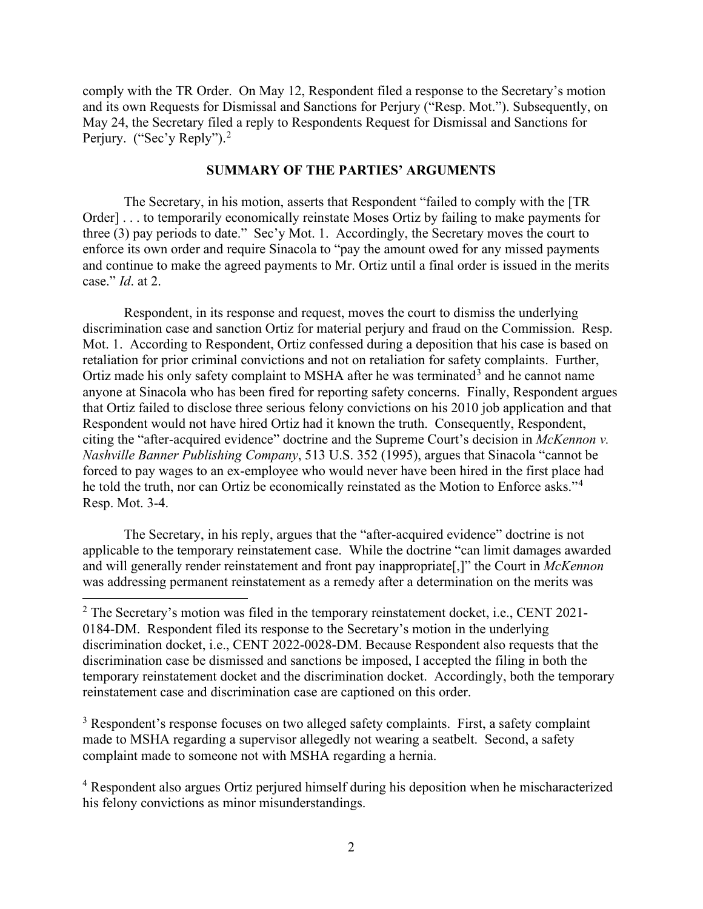comply with the TR Order. On May 12, Respondent filed a response to the Secretary's motion and its own Requests for Dismissal and Sanctions for Perjury ("Resp. Mot."). Subsequently, on May 24, the Secretary filed a reply to Respondents Request for Dismissal and Sanctions for Perjury. ("Sec'y Reply").[2]

## SUMMARY OF THE PARTIES' ARGUMENTS

The Secretary, in his motion, asserts that Respondent "failed to comply with the [TR Order] . . . to temporarily economically reinstate Moses Ortiz by failing to make payments for three (3) pay periods to date." Sec'y Mot. 1. Accordingly, the Secretary moves the court to enforce its own order and require Sinacola to "pay the amount owed for any missed payments and continue to make the agreed payments to Mr. Ortiz until a final order is issued in the merits case." *Id*. at 2.

Respondent, in its response and request, moves the court to dismiss the underlying discrimination case and sanction Ortiz for material perjury and fraud on the Commission. Resp. Mot. 1. According to Respondent, Ortiz confessed during a deposition that his case is based on retaliation for prior criminal convictions and not on retaliation for safety complaints. Further, Ortiz made his only safety complaint to MSHA after he was terminated[3] and he cannot name anyone at Sinacola who has been fired for reporting safety concerns. Finally, Respondent argues that Ortiz failed to disclose three serious felony convictions on his 2010 job application and that Respondent would not have hired Ortiz had it known the truth. Consequently, Respondent, citing the "after-acquired evidence" doctrine and the Supreme Court's decision in *McKennon v. Nashville Banner Publishing Company*, 513 U.S. 352 (1995), argues that Sinacola "cannot be forced to pay wages to an ex-employee who would never have been hired in the first place had he told the truth, nor can Ortiz be economically reinstated as the Motion to Enforce asks."[4] Resp. Mot. 3-4.

The Secretary, in his reply, argues that the "after-acquired evidence" doctrine is not applicable to the temporary reinstatement case. While the doctrine "can limit damages awarded and will generally render reinstatement and front pay inappropriate[,]" the Court in *McKennon* was addressing permanent reinstatement as a remedy after a determination on the merits was

---

[2] The Secretary's motion was filed in the temporary reinstatement docket, i.e., CENT 2021-0184-DM. Respondent filed its response to the Secretary's motion in the underlying discrimination docket, i.e., CENT 2022-0028-DM. Because Respondent also requests that the discrimination case be dismissed and sanctions be imposed, I accepted the filing in both the temporary reinstatement docket and the discrimination docket. Accordingly, both the temporary reinstatement case and discrimination case are captioned on this order.

[3] Respondent's response focuses on two alleged safety complaints. First, a safety complaint made to MSHA regarding a supervisor allegedly not wearing a seatbelt. Second, a safety complaint made to someone not with MSHA regarding a hernia.

[4] Respondent also argues Ortiz perjured himself during his deposition when he mischaracterized his felony convictions as minor misunderstandings.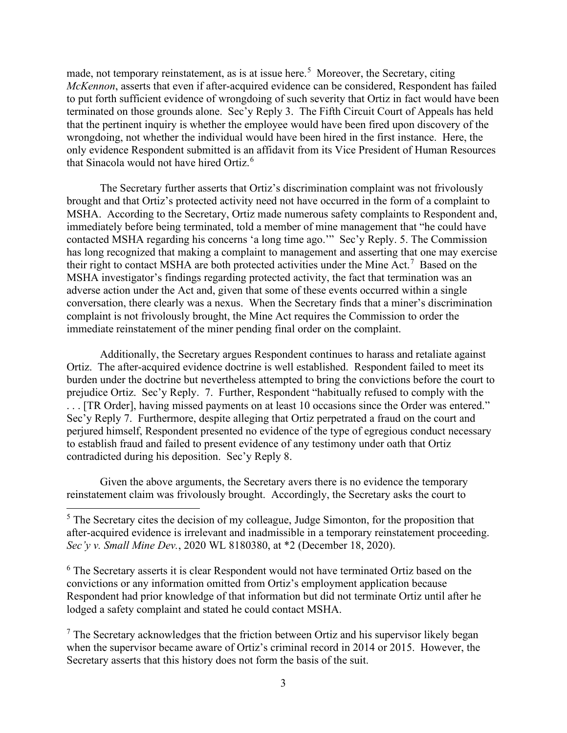made, not temporary reinstatement, as is at issue here.[5] Moreover, the Secretary, citing *McKennon*, asserts that even if after-acquired evidence can be considered, Respondent has failed to put forth sufficient evidence of wrongdoing of such severity that Ortiz in fact would have been terminated on those grounds alone. Sec'y Reply 3. The Fifth Circuit Court of Appeals has held that the pertinent inquiry is whether the employee would have been fired upon discovery of the wrongdoing, not whether the individual would have been hired in the first instance. Here, the only evidence Respondent submitted is an affidavit from its Vice President of Human Resources that Sinacola would not have hired Ortiz.[6]

The Secretary further asserts that Ortiz's discrimination complaint was not frivolously brought and that Ortiz's protected activity need not have occurred in the form of a complaint to MSHA. According to the Secretary, Ortiz made numerous safety complaints to Respondent and, immediately before being terminated, told a member of mine management that "he could have contacted MSHA regarding his concerns 'a long time ago.'" Sec'y Reply. 5. The Commission has long recognized that making a complaint to management and asserting that one may exercise their right to contact MSHA are both protected activities under the Mine Act.[7] Based on the MSHA investigator's findings regarding protected activity, the fact that termination was an adverse action under the Act and, given that some of these events occurred within a single conversation, there clearly was a nexus. When the Secretary finds that a miner's discrimination complaint is not frivolously brought, the Mine Act requires the Commission to order the immediate reinstatement of the miner pending final order on the complaint.

Additionally, the Secretary argues Respondent continues to harass and retaliate against Ortiz. The after-acquired evidence doctrine is well established. Respondent failed to meet its burden under the doctrine but nevertheless attempted to bring the convictions before the court to prejudice Ortiz. Sec'y Reply. 7. Further, Respondent "habitually refused to comply with the . . . [TR Order], having missed payments on at least 10 occasions since the Order was entered." Sec'y Reply 7. Furthermore, despite alleging that Ortiz perpetrated a fraud on the court and perjured himself, Respondent presented no evidence of the type of egregious conduct necessary to establish fraud and failed to present evidence of any testimony under oath that Ortiz contradicted during his deposition. Sec'y Reply 8.

Given the above arguments, the Secretary avers there is no evidence the temporary reinstatement claim was frivolously brought. Accordingly, the Secretary asks the court to

---

[5] The Secretary cites the decision of my colleague, Judge Simonton, for the proposition that after-acquired evidence is irrelevant and inadmissible in a temporary reinstatement proceeding. *Sec'y v. Small Mine Dev.*, 2020 WL 8180380, at *2 (December 18, 2020).

[6] The Secretary asserts it is clear Respondent would not have terminated Ortiz based on the convictions or any information omitted from Ortiz's employment application because Respondent had prior knowledge of that information but did not terminate Ortiz until after he lodged a safety complaint and stated he could contact MSHA.

[7] The Secretary acknowledges that the friction between Ortiz and his supervisor likely began when the supervisor became aware of Ortiz's criminal record in 2014 or 2015. However, the Secretary asserts that this history does not form the basis of the suit.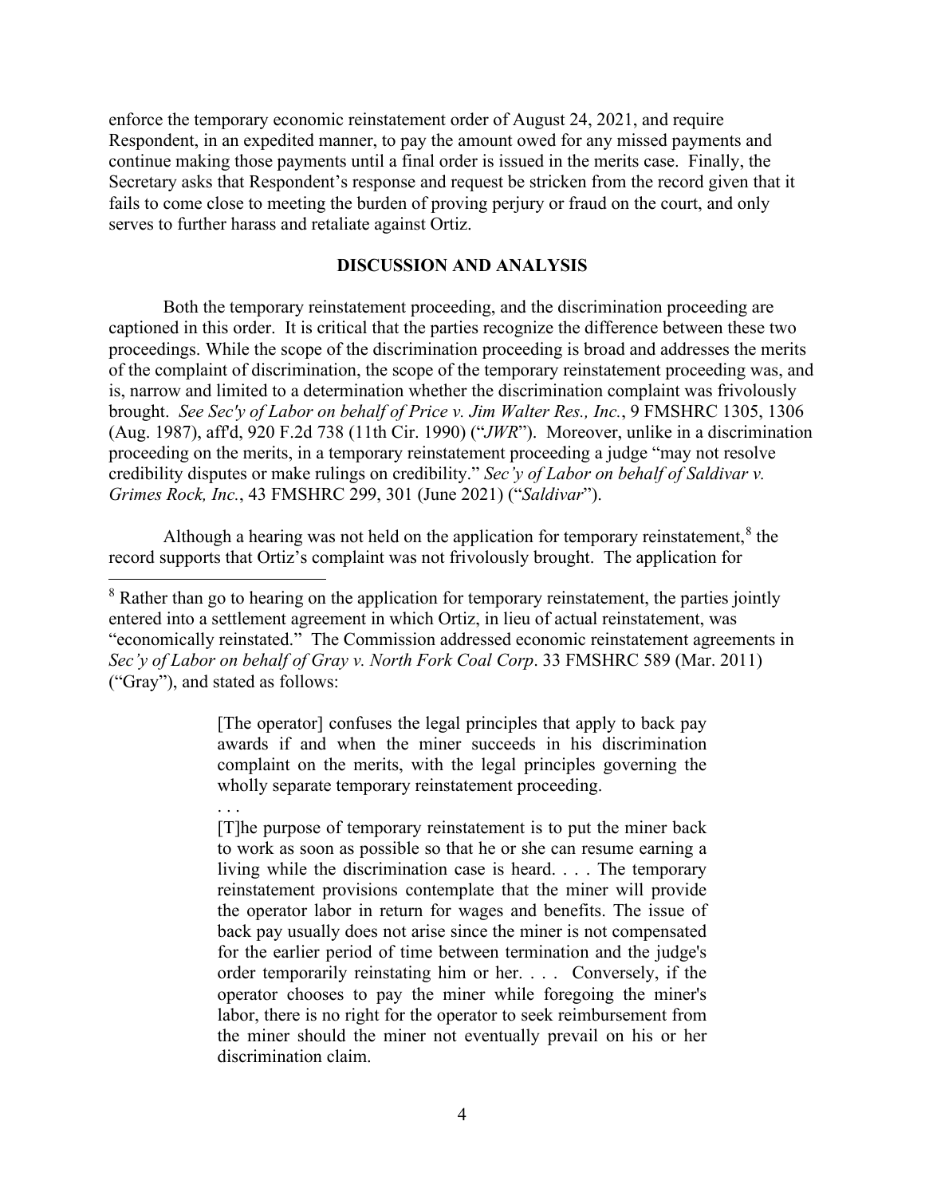enforce the temporary economic reinstatement order of August 24, 2021, and require Respondent, in an expedited manner, to pay the amount owed for any missed payments and continue making those payments until a final order is issued in the merits case. Finally, the Secretary asks that Respondent's response and request be stricken from the record given that it fails to come close to meeting the burden of proving perjury or fraud on the court, and only serves to further harass and retaliate against Ortiz.

## DISCUSSION AND ANALYSIS

Both the temporary reinstatement proceeding, and the discrimination proceeding are captioned in this order. It is critical that the parties recognize the difference between these two proceedings. While the scope of the discrimination proceeding is broad and addresses the merits of the complaint of discrimination, the scope of the temporary reinstatement proceeding was, and is, narrow and limited to a determination whether the discrimination complaint was frivolously brought. *See Sec'y of Labor on behalf of Price v. Jim Walter Res., Inc.*, 9 FMSHRC 1305, 1306 (Aug. 1987), aff'd, 920 F.2d 738 (11th Cir. 1990) ("*JWR*"). Moreover, unlike in a discrimination proceeding on the merits, in a temporary reinstatement proceeding a judge "may not resolve credibility disputes or make rulings on credibility." *Sec'y of Labor on behalf of Saldivar v. Grimes Rock, Inc.*, 43 FMSHRC 299, 301 (June 2021) ("*Saldivar*").

Although a hearing was not held on the application for temporary reinstatement,[8] the record supports that Ortiz's complaint was not frivolously brought. The application for

---

[8] Rather than go to hearing on the application for temporary reinstatement, the parties jointly entered into a settlement agreement in which Ortiz, in lieu of actual reinstatement, was "economically reinstated." The Commission addressed economic reinstatement agreements in *Sec'y of Labor on behalf of Gray v. North Fork Coal Corp*. 33 FMSHRC 589 (Mar. 2011) ("Gray"), and stated as follows:

> [The operator] confuses the legal principles that apply to back pay awards if and when the miner succeeds in his discrimination complaint on the merits, with the legal principles governing the wholly separate temporary reinstatement proceeding.
>
> . . .
>
> [T]he purpose of temporary reinstatement is to put the miner back to work as soon as possible so that he or she can resume earning a living while the discrimination case is heard. . . . The temporary reinstatement provisions contemplate that the miner will provide the operator labor in return for wages and benefits. The issue of back pay usually does not arise since the miner is not compensated for the earlier period of time between termination and the judge's order temporarily reinstating him or her. . . . Conversely, if the operator chooses to pay the miner while foregoing the miner's labor, there is no right for the operator to seek reimbursement from the miner should the miner not eventually prevail on his or her discrimination claim.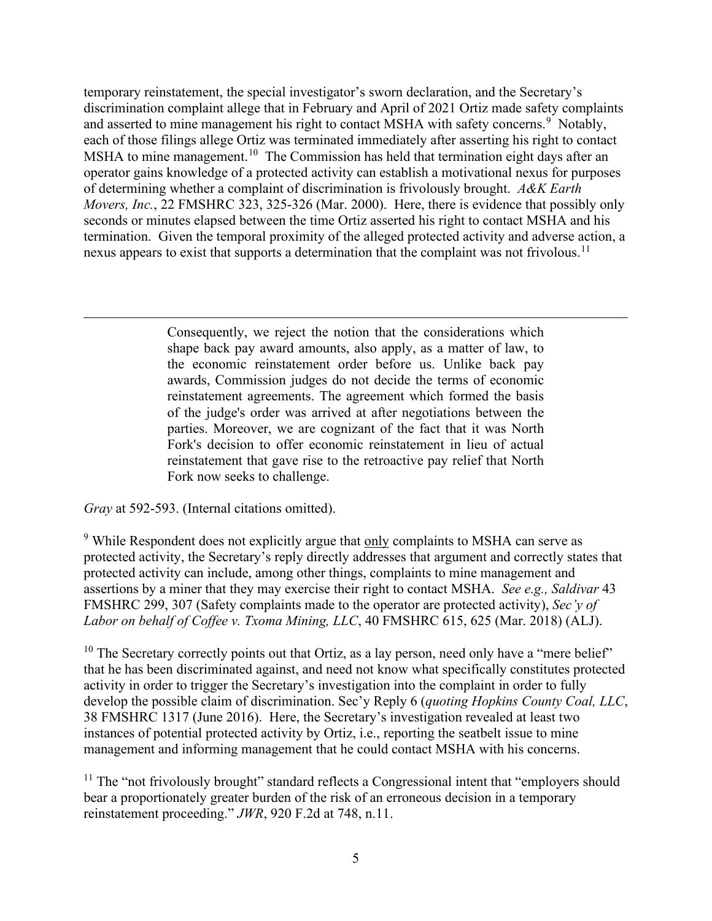temporary reinstatement, the special investigator's sworn declaration, and the Secretary's discrimination complaint allege that in February and April of 2021 Ortiz made safety complaints and asserted to mine management his right to contact MSHA with safety concerns.[9] Notably, each of those filings allege Ortiz was terminated immediately after asserting his right to contact MSHA to mine management.[10] The Commission has held that termination eight days after an operator gains knowledge of a protected activity can establish a motivational nexus for purposes of determining whether a complaint of discrimination is frivolously brought. *A&K Earth Movers, Inc.*, 22 FMSHRC 323, 325-326 (Mar. 2000). Here, there is evidence that possibly only seconds or minutes elapsed between the time Ortiz asserted his right to contact MSHA and his termination. Given the temporal proximity of the alleged protected activity and adverse action, a nexus appears to exist that supports a determination that the complaint was not frivolous.[11]

---

> Consequently, we reject the notion that the considerations which shape back pay award amounts, also apply, as a matter of law, to the economic reinstatement order before us. Unlike back pay awards, Commission judges do not decide the terms of economic reinstatement agreements. The agreement which formed the basis of the judge's order was arrived at after negotiations between the parties. Moreover, we are cognizant of the fact that it was North Fork's decision to offer economic reinstatement in lieu of actual reinstatement that gave rise to the retroactive pay relief that North Fork now seeks to challenge.

*Gray* at 592-593. (Internal citations omitted).

[9] While Respondent does not explicitly argue that only complaints to MSHA can serve as protected activity, the Secretary's reply directly addresses that argument and correctly states that protected activity can include, among other things, complaints to mine management and assertions by a miner that they may exercise their right to contact MSHA. *See e.g., Saldivar* 43 FMSHRC 299, 307 (Safety complaints made to the operator are protected activity), *Sec'y of Labor on behalf of Coffee v. Txoma Mining, LLC*, 40 FMSHRC 615, 625 (Mar. 2018) (ALJ).

[10] The Secretary correctly points out that Ortiz, as a lay person, need only have a "mere belief" that he has been discriminated against, and need not know what specifically constitutes protected activity in order to trigger the Secretary's investigation into the complaint in order to fully develop the possible claim of discrimination. Sec'y Reply 6 (*quoting Hopkins County Coal, LLC*, 38 FMSHRC 1317 (June 2016). Here, the Secretary's investigation revealed at least two instances of potential protected activity by Ortiz, i.e., reporting the seatbelt issue to mine management and informing management that he could contact MSHA with his concerns.

[11] The "not frivolously brought" standard reflects a Congressional intent that "employers should bear a proportionately greater burden of the risk of an erroneous decision in a temporary reinstatement proceeding." *JWR*, 920 F.2d at 748, n.11.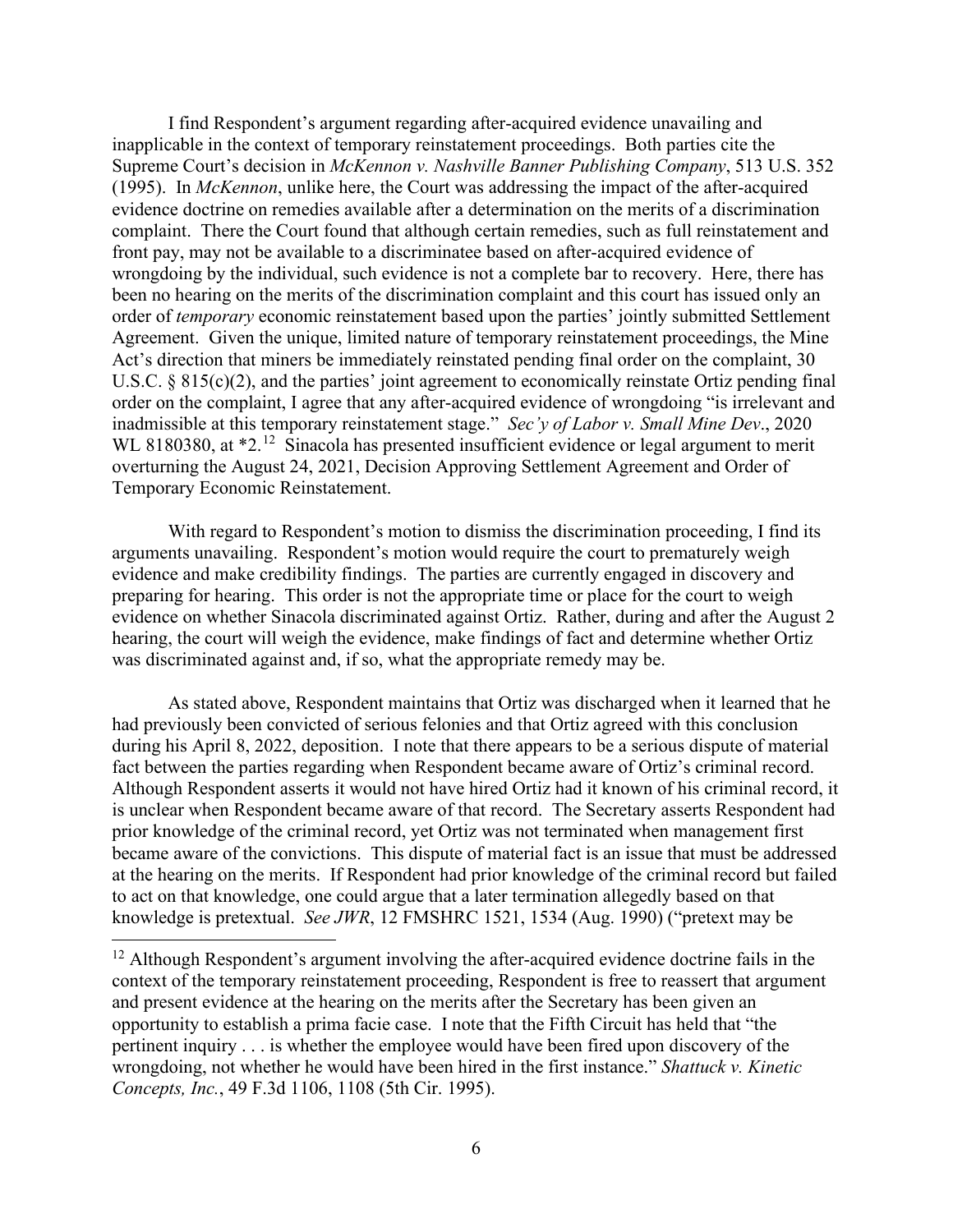I find Respondent's argument regarding after-acquired evidence unavailing and inapplicable in the context of temporary reinstatement proceedings. Both parties cite the Supreme Court's decision in *McKennon v. Nashville Banner Publishing Company*, 513 U.S. 352 (1995). In *McKennon*, unlike here, the Court was addressing the impact of the after-acquired evidence doctrine on remedies available after a determination on the merits of a discrimination complaint. There the Court found that although certain remedies, such as full reinstatement and front pay, may not be available to a discriminatee based on after-acquired evidence of wrongdoing by the individual, such evidence is not a complete bar to recovery. Here, there has been no hearing on the merits of the discrimination complaint and this court has issued only an order of *temporary* economic reinstatement based upon the parties' jointly submitted Settlement Agreement. Given the unique, limited nature of temporary reinstatement proceedings, the Mine Act's direction that miners be immediately reinstated pending final order on the complaint, 30 U.S.C. § 815(c)(2), and the parties' joint agreement to economically reinstate Ortiz pending final order on the complaint, I agree that any after-acquired evidence of wrongdoing "is irrelevant and inadmissible at this temporary reinstatement stage." *Sec'y of Labor v. Small Mine Dev*., 2020 WL 8180380, at *2.[12] Sinacola has presented insufficient evidence or legal argument to merit overturning the August 24, 2021, Decision Approving Settlement Agreement and Order of Temporary Economic Reinstatement.

With regard to Respondent's motion to dismiss the discrimination proceeding, I find its arguments unavailing. Respondent's motion would require the court to prematurely weigh evidence and make credibility findings. The parties are currently engaged in discovery and preparing for hearing. This order is not the appropriate time or place for the court to weigh evidence on whether Sinacola discriminated against Ortiz. Rather, during and after the August 2 hearing, the court will weigh the evidence, make findings of fact and determine whether Ortiz was discriminated against and, if so, what the appropriate remedy may be.

As stated above, Respondent maintains that Ortiz was discharged when it learned that he had previously been convicted of serious felonies and that Ortiz agreed with this conclusion during his April 8, 2022, deposition. I note that there appears to be a serious dispute of material fact between the parties regarding when Respondent became aware of Ortiz's criminal record. Although Respondent asserts it would not have hired Ortiz had it known of his criminal record, it is unclear when Respondent became aware of that record. The Secretary asserts Respondent had prior knowledge of the criminal record, yet Ortiz was not terminated when management first became aware of the convictions. This dispute of material fact is an issue that must be addressed at the hearing on the merits. If Respondent had prior knowledge of the criminal record but failed to act on that knowledge, one could argue that a later termination allegedly based on that knowledge is pretextual. *See JWR*, 12 FMSHRC 1521, 1534 (Aug. 1990) ("pretext may be

---

[12] Although Respondent's argument involving the after-acquired evidence doctrine fails in the context of the temporary reinstatement proceeding, Respondent is free to reassert that argument and present evidence at the hearing on the merits after the Secretary has been given an opportunity to establish a prima facie case. I note that the Fifth Circuit has held that "the pertinent inquiry . . . is whether the employee would have been fired upon discovery of the wrongdoing, not whether he would have been hired in the first instance." *Shattuck v. Kinetic Concepts, Inc.*, 49 F.3d 1106, 1108 (5th Cir. 1995).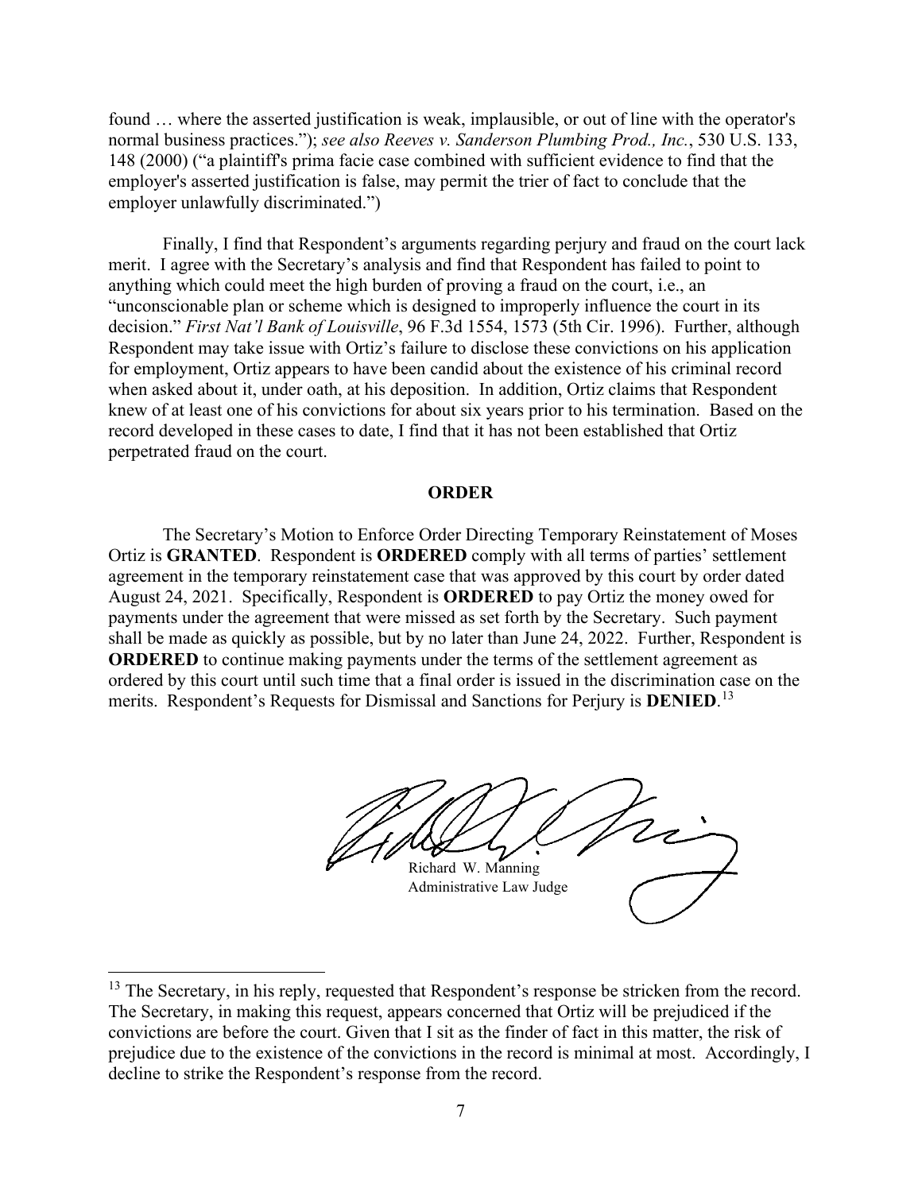found … where the asserted justification is weak, implausible, or out of line with the operator's normal business practices."); *see also Reeves v. Sanderson Plumbing Prod., Inc.*, 530 U.S. 133, 148 (2000) ("a plaintiff's prima facie case combined with sufficient evidence to find that the employer's asserted justification is false, may permit the trier of fact to conclude that the employer unlawfully discriminated.")

Finally, I find that Respondent's arguments regarding perjury and fraud on the court lack merit. I agree with the Secretary's analysis and find that Respondent has failed to point to anything which could meet the high burden of proving a fraud on the court, i.e., an "unconscionable plan or scheme which is designed to improperly influence the court in its decision." *First Nat'l Bank of Louisville*, 96 F.3d 1554, 1573 (5th Cir. 1996). Further, although Respondent may take issue with Ortiz's failure to disclose these convictions on his application for employment, Ortiz appears to have been candid about the existence of his criminal record when asked about it, under oath, at his deposition. In addition, Ortiz claims that Respondent knew of at least one of his convictions for about six years prior to his termination. Based on the record developed in these cases to date, I find that it has not been established that Ortiz perpetrated fraud on the court.

## ORDER

The Secretary's Motion to Enforce Order Directing Temporary Reinstatement of Moses Ortiz is **GRANTED**. Respondent is **ORDERED** comply with all terms of parties' settlement agreement in the temporary reinstatement case that was approved by this court by order dated August 24, 2021. Specifically, Respondent is **ORDERED** to pay Ortiz the money owed for payments under the agreement that were missed as set forth by the Secretary. Such payment shall be made as quickly as possible, but by no later than June 24, 2022. Further, Respondent is **ORDERED** to continue making payments under the terms of the settlement agreement as ordered by this court until such time that a final order is issued in the discrimination case on the merits. Respondent's Requests for Dismissal and Sanctions for Perjury is **DENIED**.[13]

Richard W. Manning
Administrative Law Judge

[13] The Secretary, in his reply, requested that Respondent's response be stricken from the record. The Secretary, in making this request, appears concerned that Ortiz will be prejudiced if the convictions are before the court. Given that I sit as the finder of fact in this matter, the risk of prejudice due to the existence of the convictions in the record is minimal at most. Accordingly, I decline to strike the Respondent's response from the record.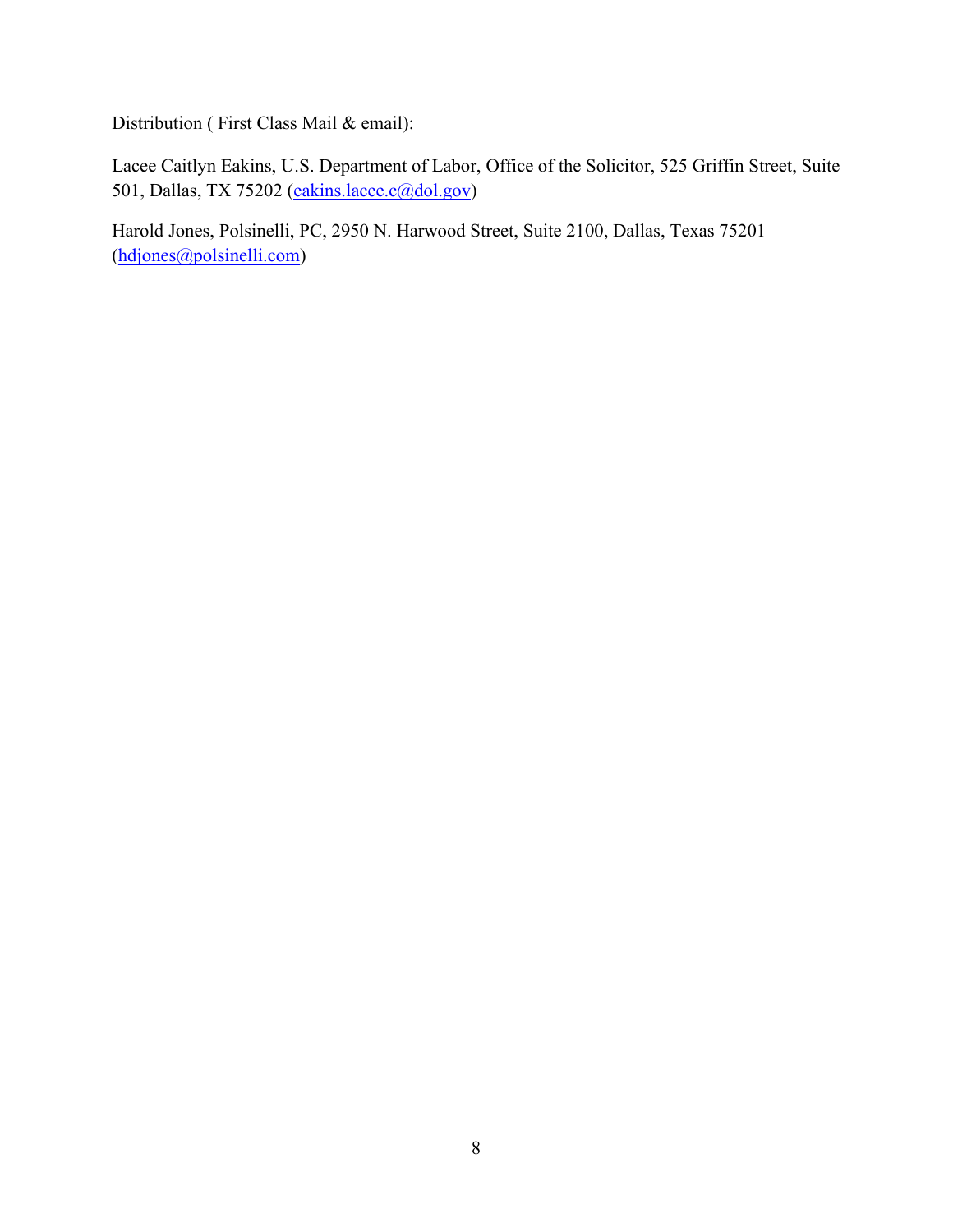Distribution ( First Class Mail & email):

Lacee Caitlyn Eakins, U.S. Department of Labor, Office of the Solicitor, 525 Griffin Street, Suite 501, Dallas, TX 75202 (eakins.lacee.c@dol.gov)

Harold Jones, Polsinelli, PC, 2950 N. Harwood Street, Suite 2100, Dallas, Texas 75201 (hdjones@polsinelli.com)